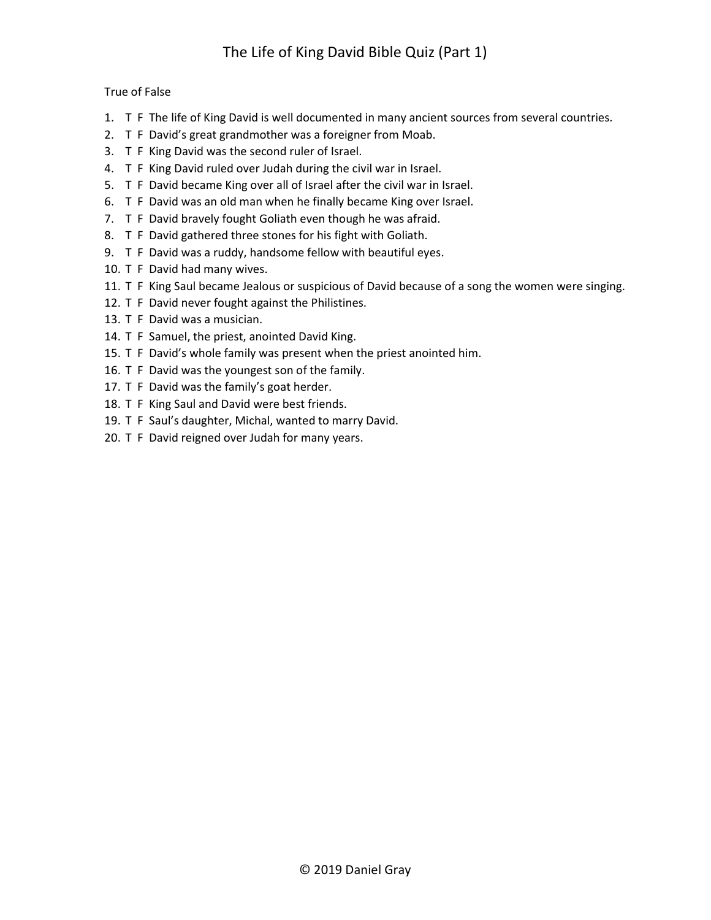# The Life of King David Bible Quiz (Part 1)

True of False

1. T F The life of King David is well documented in many ancient sources from several countries.
2. T F David's great grandmother was a foreigner from Moab.
3. T F King David was the second ruler of Israel.
4. T F King David ruled over Judah during the civil war in Israel.
5. T F David became King over all of Israel after the civil war in Israel.
6. T F David was an old man when he finally became King over Israel.
7. T F David bravely fought Goliath even though he was afraid.
8. T F David gathered three stones for his fight with Goliath.
9. T F David was a ruddy, handsome fellow with beautiful eyes.
10. T F David had many wives.
11. T F King Saul became Jealous or suspicious of David because of a song the women were singing.
12. T F David never fought against the Philistines.
13. T F David was a musician.
14. T F Samuel, the priest, anointed David King.
15. T F David's whole family was present when the priest anointed him.
16. T F David was the youngest son of the family.
17. T F David was the family's goat herder.
18. T F King Saul and David were best friends.
19. T F Saul's daughter, Michal, wanted to marry David.
20. T F David reigned over Judah for many years.

© 2019 Daniel Gray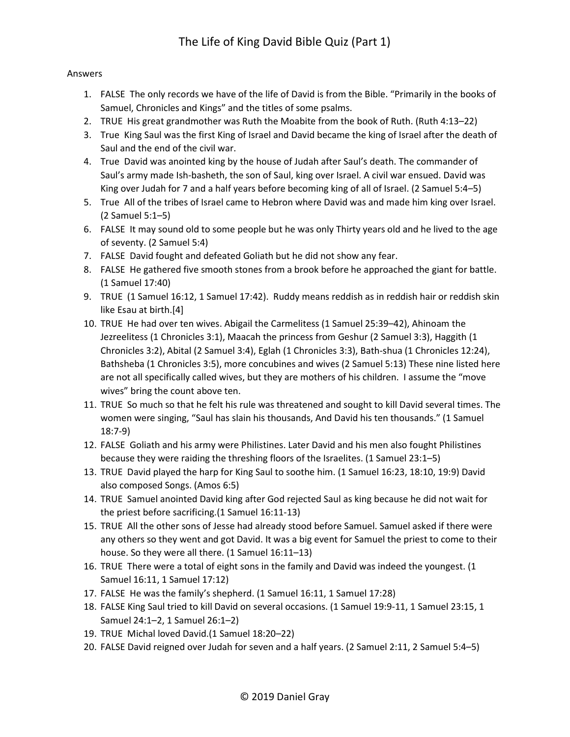# The Life of King David Bible Quiz (Part 1)

Answers

1. FALSE The only records we have of the life of David is from the Bible. "Primarily in the books of Samuel, Chronicles and Kings" and the titles of some psalms.
2. TRUE His great grandmother was Ruth the Moabite from the book of Ruth. (Ruth 4:13–22)
3. True King Saul was the first King of Israel and David became the king of Israel after the death of Saul and the end of the civil war.
4. True David was anointed king by the house of Judah after Saul's death. The commander of Saul's army made Ish-basheth, the son of Saul, king over Israel. A civil war ensued. David was King over Judah for 7 and a half years before becoming king of all of Israel. (2 Samuel 5:4–5)
5. True All of the tribes of Israel came to Hebron where David was and made him king over Israel. (2 Samuel 5:1–5)
6. FALSE It may sound old to some people but he was only Thirty years old and he lived to the age of seventy. (2 Samuel 5:4)
7. FALSE David fought and defeated Goliath but he did not show any fear.
8. FALSE He gathered five smooth stones from a brook before he approached the giant for battle. (1 Samuel 17:40)
9. TRUE (1 Samuel 16:12, 1 Samuel 17:42). Ruddy means reddish as in reddish hair or reddish skin like Esau at birth.[4]
10. TRUE He had over ten wives. Abigail the Carmelitess (1 Samuel 25:39–42), Ahinoam the Jezreelitess (1 Chronicles 3:1), Maacah the princess from Geshur (2 Samuel 3:3), Haggith (1 Chronicles 3:2), Abital (2 Samuel 3:4), Eglah (1 Chronicles 3:3), Bath-shua (1 Chronicles 12:24), Bathsheba (1 Chronicles 3:5), more concubines and wives (2 Samuel 5:13) These nine listed here are not all specifically called wives, but they are mothers of his children. I assume the "move wives" bring the count above ten.
11. TRUE So much so that he felt his rule was threatened and sought to kill David several times. The women were singing, "Saul has slain his thousands, And David his ten thousands." (1 Samuel 18:7-9)
12. FALSE Goliath and his army were Philistines. Later David and his men also fought Philistines because they were raiding the threshing floors of the Israelites. (1 Samuel 23:1–5)
13. TRUE David played the harp for King Saul to soothe him. (1 Samuel 16:23, 18:10, 19:9) David also composed Songs. (Amos 6:5)
14. TRUE Samuel anointed David king after God rejected Saul as king because he did not wait for the priest before sacrificing.(1 Samuel 16:11-13)
15. TRUE All the other sons of Jesse had already stood before Samuel. Samuel asked if there were any others so they went and got David. It was a big event for Samuel the priest to come to their house. So they were all there. (1 Samuel 16:11–13)
16. TRUE There were a total of eight sons in the family and David was indeed the youngest. (1 Samuel 16:11, 1 Samuel 17:12)
17. FALSE He was the family's shepherd. (1 Samuel 16:11, 1 Samuel 17:28)
18. FALSE King Saul tried to kill David on several occasions. (1 Samuel 19:9-11, 1 Samuel 23:15, 1 Samuel 24:1–2, 1 Samuel 26:1–2)
19. TRUE Michal loved David.(1 Samuel 18:20–22)
20. FALSE David reigned over Judah for seven and a half years. (2 Samuel 2:11, 2 Samuel 5:4–5)

© 2019 Daniel Gray